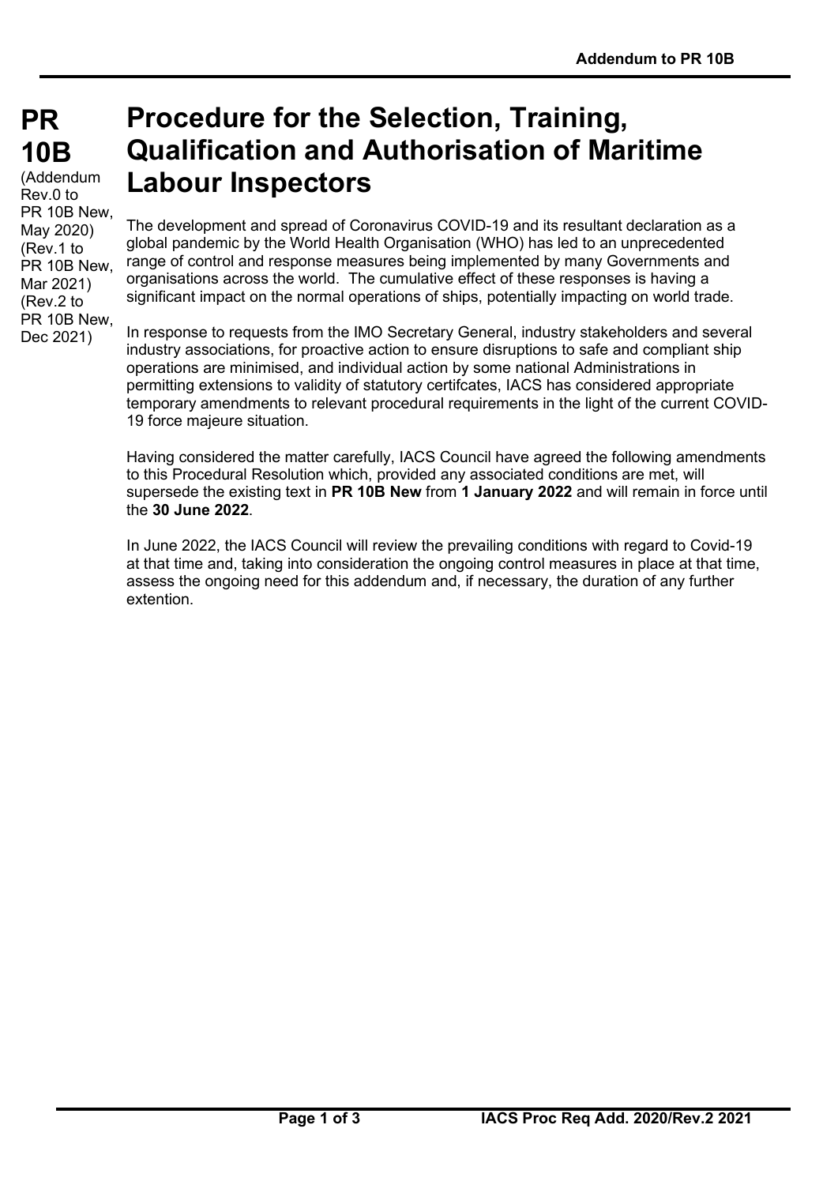# PR 10B

(Addendum Rev.0 to PR 10B New, May 2020)
(Rev.1 to PR 10B New, Mar 2021)
(Rev.2 to PR 10B New, Dec 2021)

# Procedure for the Selection, Training, Qualification and Authorisation of Maritime Labour Inspectors

The development and spread of Coronavirus COVID-19 and its resultant declaration as a global pandemic by the World Health Organisation (WHO) has led to an unprecedented range of control and response measures being implemented by many Governments and organisations across the world. The cumulative effect of these responses is having a significant impact on the normal operations of ships, potentially impacting on world trade.

In response to requests from the IMO Secretary General, industry stakeholders and several industry associations, for proactive action to ensure disruptions to safe and compliant ship operations are minimised, and individual action by some national Administrations in permitting extensions to validity of statutory certifcates, IACS has considered appropriate temporary amendments to relevant procedural requirements in the light of the current COVID-19 force majeure situation.

Having considered the matter carefully, IACS Council have agreed the following amendments to this Procedural Resolution which, provided any associated conditions are met, will supersede the existing text in **PR 10B New** from **1 January 2022** and will remain in force until the **30 June 2022**.

In June 2022, the IACS Council will review the prevailing conditions with regard to Covid-19 at that time and, taking into consideration the ongoing control measures in place at that time, assess the ongoing need for this addendum and, if necessary, the duration of any further extention.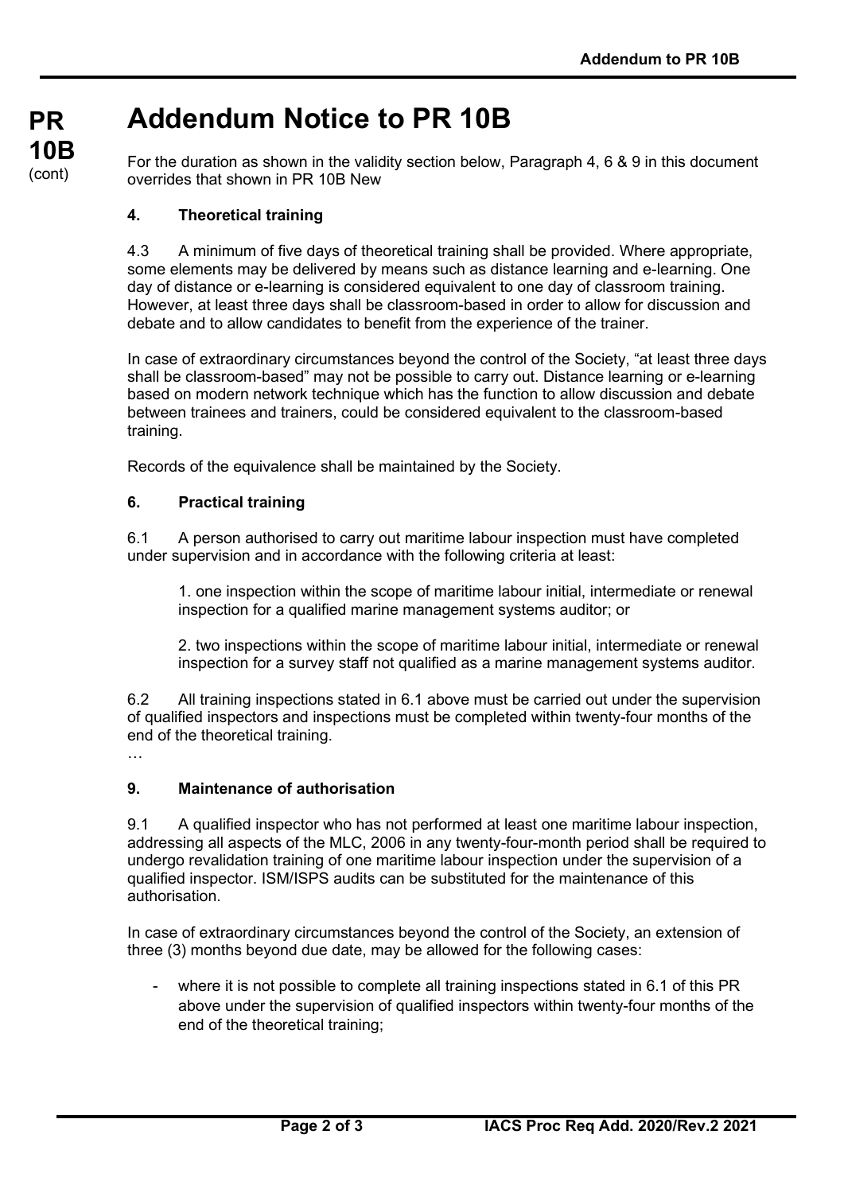# Addendum Notice to PR 10B

For the duration as shown in the validity section below, Paragraph 4, 6 & 9 in this document overrides that shown in PR 10B New

### 4. Theoretical training

4.3 A minimum of five days of theoretical training shall be provided. Where appropriate, some elements may be delivered by means such as distance learning and e-learning. One day of distance or e-learning is considered equivalent to one day of classroom training. However, at least three days shall be classroom-based in order to allow for discussion and debate and to allow candidates to benefit from the experience of the trainer.

In case of extraordinary circumstances beyond the control of the Society, "at least three days shall be classroom-based" may not be possible to carry out. Distance learning or e-learning based on modern network technique which has the function to allow discussion and debate between trainees and trainers, could be considered equivalent to the classroom-based training.

Records of the equivalence shall be maintained by the Society.

### 6. Practical training

6.1 A person authorised to carry out maritime labour inspection must have completed under supervision and in accordance with the following criteria at least:

1. one inspection within the scope of maritime labour initial, intermediate or renewal inspection for a qualified marine management systems auditor; or

2. two inspections within the scope of maritime labour initial, intermediate or renewal inspection for a survey staff not qualified as a marine management systems auditor.

6.2 All training inspections stated in 6.1 above must be carried out under the supervision of qualified inspectors and inspections must be completed within twenty-four months of the end of the theoretical training.

…

### 9. Maintenance of authorisation

9.1 A qualified inspector who has not performed at least one maritime labour inspection, addressing all aspects of the MLC, 2006 in any twenty-four-month period shall be required to undergo revalidation training of one maritime labour inspection under the supervision of a qualified inspector. ISM/ISPS audits can be substituted for the maintenance of this authorisation.

In case of extraordinary circumstances beyond the control of the Society, an extension of three (3) months beyond due date, may be allowed for the following cases:

- where it is not possible to complete all training inspections stated in 6.1 of this PR above under the supervision of qualified inspectors within twenty-four months of the end of the theoretical training;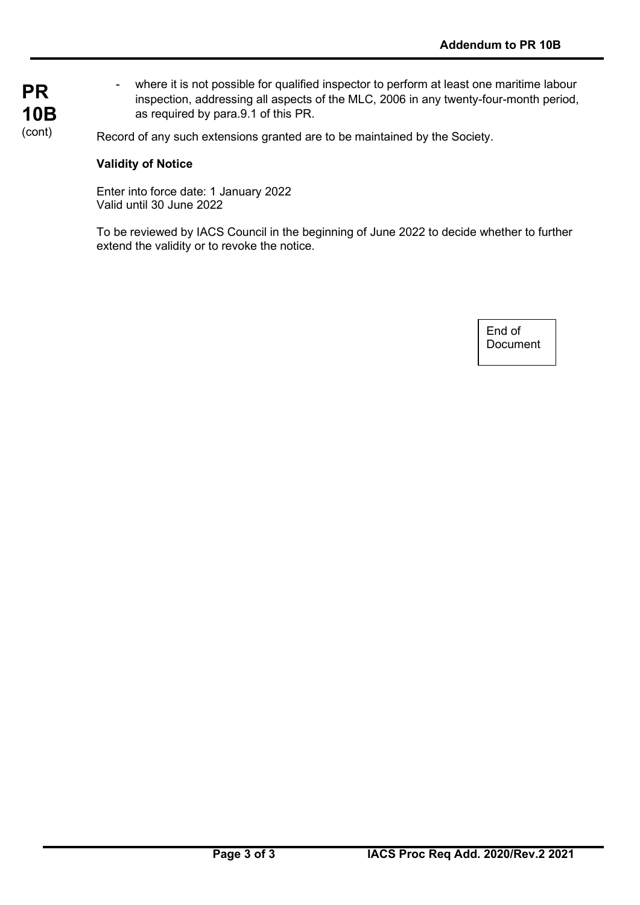- where it is not possible for qualified inspector to perform at least one maritime labour inspection, addressing all aspects of the MLC, 2006 in any twenty-four-month period, as required by para.9.1 of this PR.

Record of any such extensions granted are to be maintained by the Society.

**Validity of Notice**

Enter into force date: 1 January 2022
Valid until 30 June 2022

To be reviewed by IACS Council in the beginning of June 2022 to decide whether to further extend the validity or to revoke the notice.

End of Document